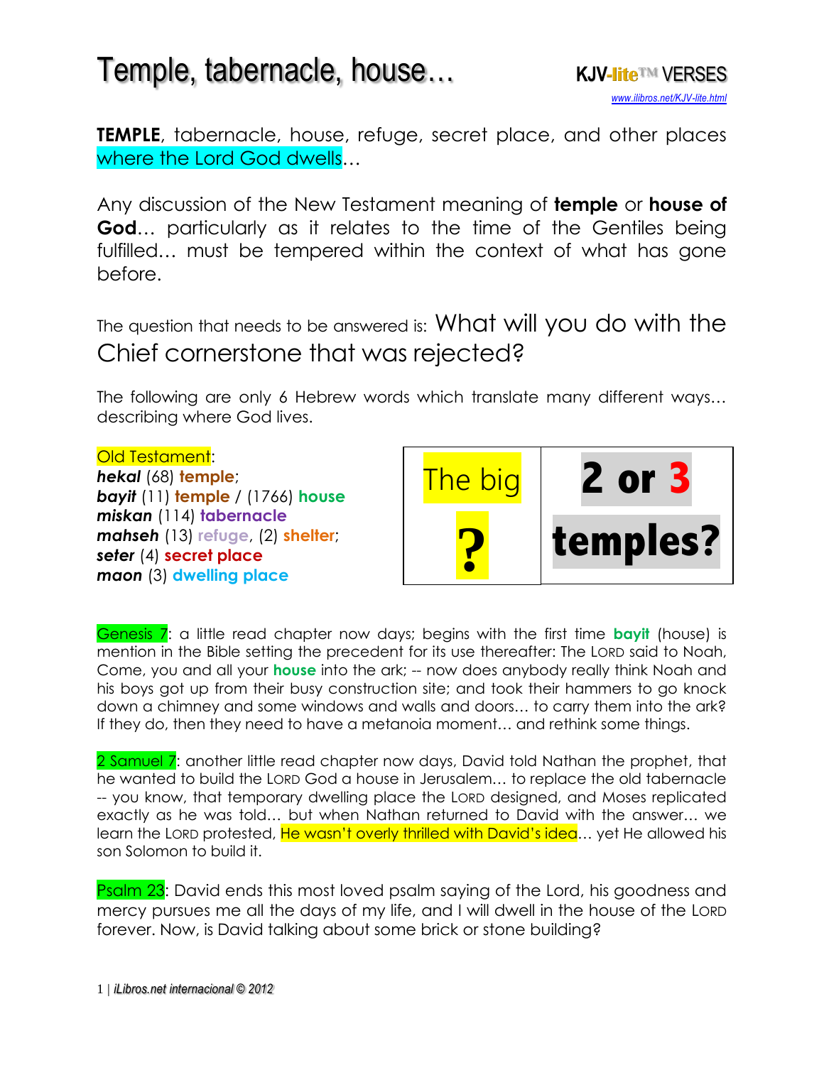# Temple, tabernacle, house…

**KJV-lite™ VERSES**
www.ilibros.net/KJV-lite.html

**TEMPLE**, tabernacle, house, refuge, secret place, and other places where the Lord God dwells…

Any discussion of the New Testament meaning of **temple** or **house of God**… particularly as it relates to the time of the Gentiles being fulfilled… must be tempered within the context of what has gone before.

The question that needs to be answered is: What will you do with the Chief cornerstone that was rejected?

The following are only 6 Hebrew words which translate many different ways… describing where God lives.

Old Testament:
***hekal*** (68) **temple**;
***bayit*** (11) **temple** / (1766) **house**
***miskan*** (114) **tabernacle**
***mahseh*** (13) **refuge**, (2) **shelter**;
***seter*** (4) **secret place**
***maon*** (3) **dwelling place**

| The big ? | **2 or 3 temples?** |
|---|---|

Genesis 7: a little read chapter now days; begins with the first time **bayit** (house) is mention in the Bible setting the precedent for its use thereafter: The LORD said to Noah, Come, you and all your **house** into the ark; -- now does anybody really think Noah and his boys got up from their busy construction site; and took their hammers to go knock down a chimney and some windows and walls and doors… to carry them into the ark? If they do, then they need to have a metanoia moment… and rethink some things.

2 Samuel 7: another little read chapter now days, David told Nathan the prophet, that he wanted to build the LORD God a house in Jerusalem… to replace the old tabernacle -- you know, that temporary dwelling place the LORD designed, and Moses replicated exactly as he was told… but when Nathan returned to David with the answer… we learn the LORD protested, He wasn't overly thrilled with David's idea… yet He allowed his son Solomon to build it.

Psalm 23: David ends this most loved psalm saying of the Lord, his goodness and mercy pursues me all the days of my life, and I will dwell in the house of the LORD forever. Now, is David talking about some brick or stone building?

1 | *iLibros.net internacional © 2012*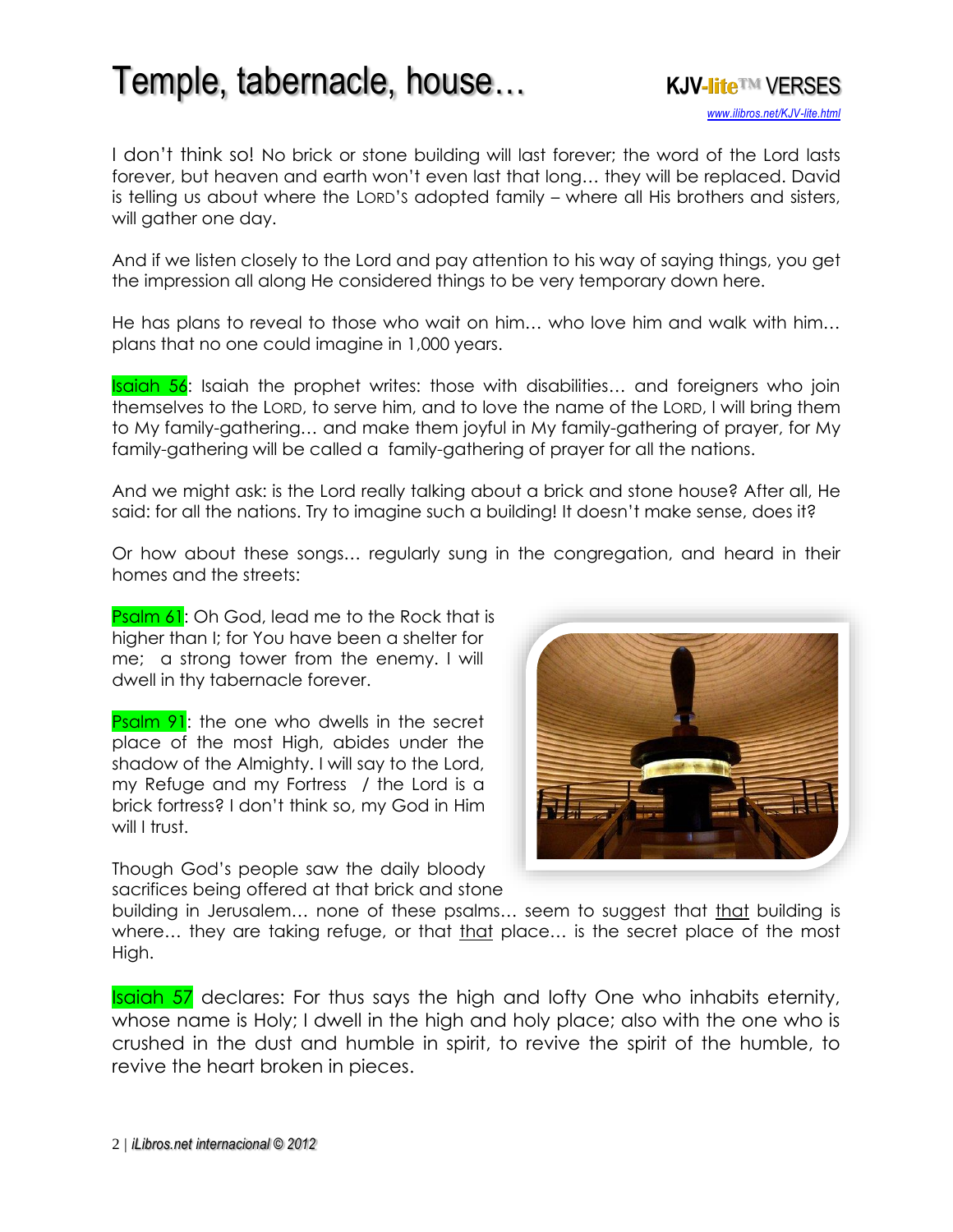I don't think so! No brick or stone building will last forever; the word of the Lord lasts forever, but heaven and earth won't even last that long… they will be replaced. David is telling us about where the LORD'S adopted family – where all His brothers and sisters, will gather one day.

And if we listen closely to the Lord and pay attention to his way of saying things, you get the impression all along He considered things to be very temporary down here.

He has plans to reveal to those who wait on him… who love him and walk with him… plans that no one could imagine in 1,000 years.

Isaiah 56: Isaiah the prophet writes: those with disabilities… and foreigners who join themselves to the LORD, to serve him, and to love the name of the LORD, I will bring them to My family-gathering… and make them joyful in My family-gathering of prayer, for My family-gathering will be called a family-gathering of prayer for all the nations.

And we might ask: is the Lord really talking about a brick and stone house? After all, He said: for all the nations. Try to imagine such a building! It doesn't make sense, does it?

Or how about these songs… regularly sung in the congregation, and heard in their homes and the streets:

Psalm 61: Oh God, lead me to the Rock that is higher than I; for You have been a shelter for me; a strong tower from the enemy. I will dwell in thy tabernacle forever.

Psalm 91: the one who dwells in the secret place of the most High, abides under the shadow of the Almighty. I will say to the Lord, my Refuge and my Fortress / the Lord is a brick fortress? I don't think so, my God in Him will I trust.

Though God's people saw the daily bloody sacrifices being offered at that brick and stone building in Jerusalem… none of these psalms… seem to suggest that <u>that</u> building is where… they are taking refuge, or that <u>that</u> place… is the secret place of the most High.

Isaiah 57 declares: For thus says the high and lofty One who inhabits eternity, whose name is Holy; I dwell in the high and holy place; also with the one who is crushed in the dust and humble in spirit, to revive the spirit of the humble, to revive the heart broken in pieces.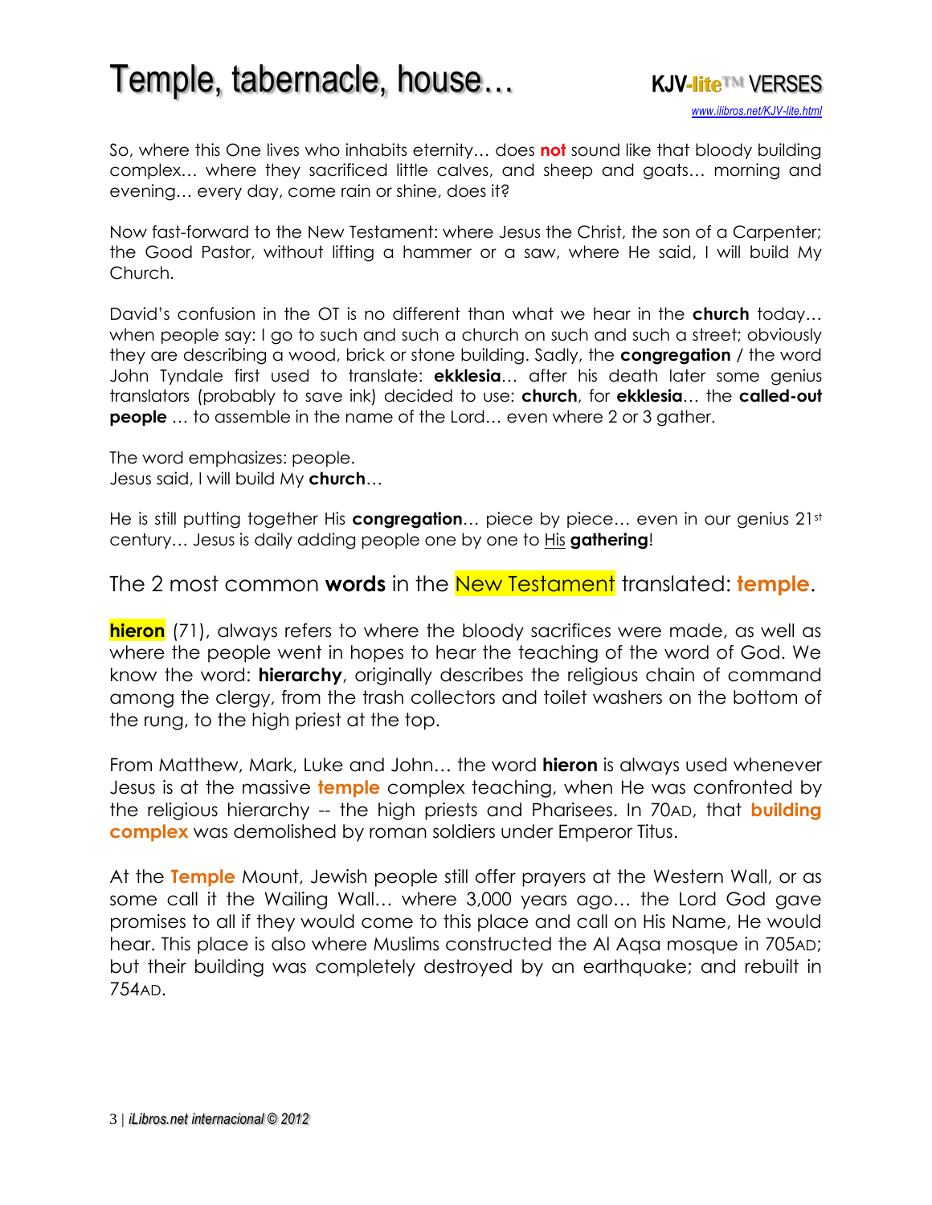So, where this One lives who inhabits eternity… does **not** sound like that bloody building complex… where they sacrificed little calves, and sheep and goats… morning and evening… every day, come rain or shine, does it?

Now fast-forward to the New Testament: where Jesus the Christ, the son of a Carpenter; the Good Pastor, without lifting a hammer or a saw, where He said, I will build My Church.

David's confusion in the OT is no different than what we hear in the **church** today… when people say: I go to such and such a church on such and such a street; obviously they are describing a wood, brick or stone building. Sadly, the **congregation** / the word John Tyndale first used to translate: **ekklesia**… after his death later some genius translators (probably to save ink) decided to use: **church**, for **ekklesia**… the **called-out people** … to assemble in the name of the Lord… even where 2 or 3 gather.

The word emphasizes: people.
Jesus said, I will build My **church**…

He is still putting together His **congregation**… piece by piece… even in our genius 21st century… Jesus is daily adding people one by one to His **gathering**!

## The 2 most common **words** in the New Testament translated: **temple**.

**hieron** (71), always refers to where the bloody sacrifices were made, as well as where the people went in hopes to hear the teaching of the word of God. We know the word: **hierarchy**, originally describes the religious chain of command among the clergy, from the trash collectors and toilet washers on the bottom of the rung, to the high priest at the top.

From Matthew, Mark, Luke and John… the word **hieron** is always used whenever Jesus is at the massive **temple** complex teaching, when He was confronted by the religious hierarchy -- the high priests and Pharisees. In 70AD, that **building complex** was demolished by roman soldiers under Emperor Titus.

At the **Temple** Mount, Jewish people still offer prayers at the Western Wall, or as some call it the Wailing Wall… where 3,000 years ago… the Lord God gave promises to all if they would come to this place and call on His Name, He would hear. This place is also where Muslims constructed the Al Aqsa mosque in 705AD; but their building was completely destroyed by an earthquake; and rebuilt in 754AD.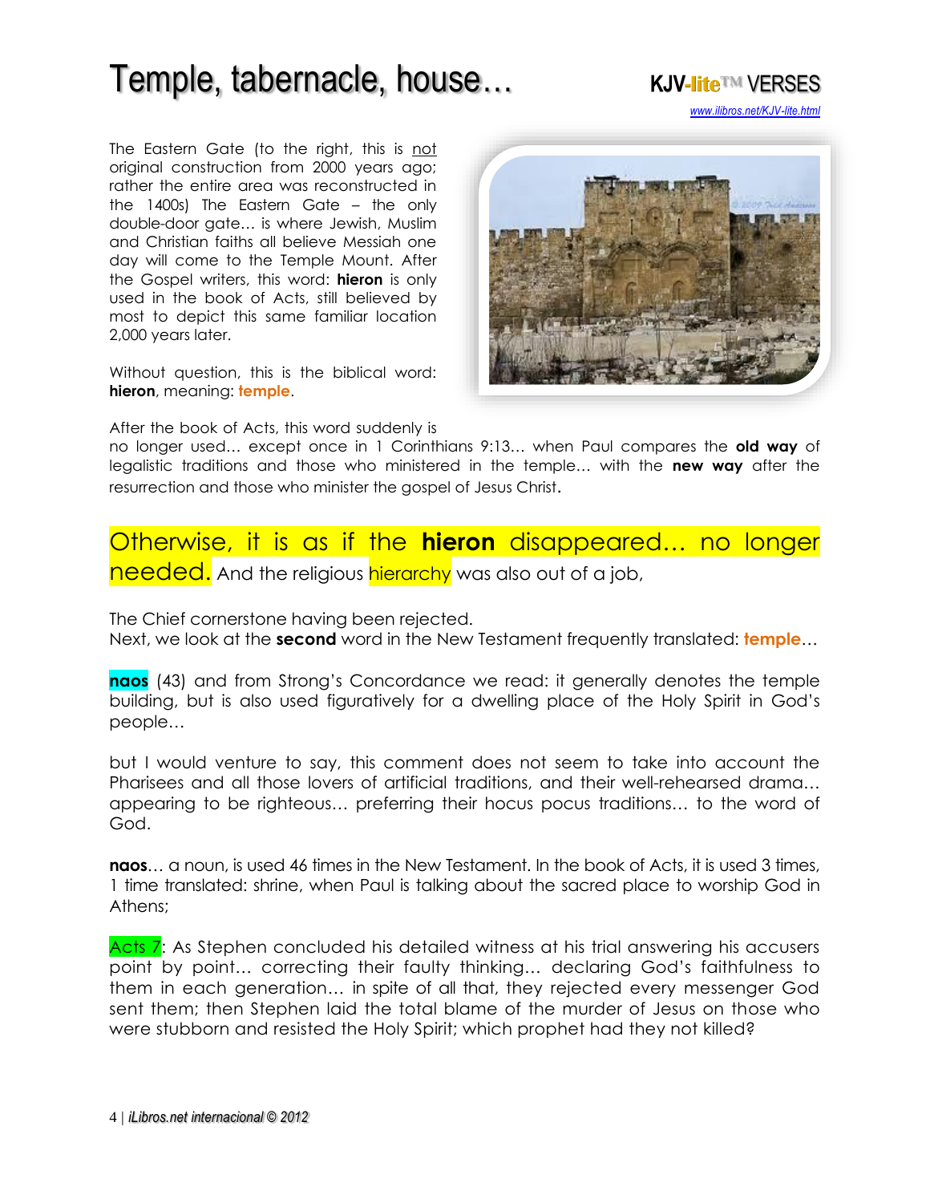# Temple, tabernacle, house…

**KJV-lite™ VERSES**
*www.ilibros.net/KJV-lite.html*

The Eastern Gate (to the right, this is not original construction from 2000 years ago; rather the entire area was reconstructed in the 1400s) The Eastern Gate – the only double-door gate… is where Jewish, Muslim and Christian faiths all believe Messiah one day will come to the Temple Mount. After the Gospel writers, this word: **hieron** is only used in the book of Acts, still believed by most to depict this same familiar location 2,000 years later.

Without question, this is the biblical word: **hieron**, meaning: **temple**.

After the book of Acts, this word suddenly is no longer used… except once in 1 Corinthians 9:13… when Paul compares the **old way** of legalistic traditions and those who ministered in the temple… with the **new way** after the resurrection and those who minister the gospel of Jesus Christ.

Otherwise, it is as if the **hieron** disappeared… no longer needed. And the religious hierarchy was also out of a job,

The Chief cornerstone having been rejected.
Next, we look at the **second** word in the New Testament frequently translated: **temple**…

**naos** (43) and from Strong's Concordance we read: it generally denotes the temple building, but is also used figuratively for a dwelling place of the Holy Spirit in God's people…

but I would venture to say, this comment does not seem to take into account the Pharisees and all those lovers of artificial traditions, and their well-rehearsed drama… appearing to be righteous… preferring their hocus pocus traditions… to the word of God.

**naos**… a noun, is used 46 times in the New Testament. In the book of Acts, it is used 3 times, 1 time translated: shrine, when Paul is talking about the sacred place to worship God in Athens;

Acts 7: As Stephen concluded his detailed witness at his trial answering his accusers point by point… correcting their faulty thinking… declaring God's faithfulness to them in each generation… in spite of all that, they rejected every messenger God sent them; then Stephen laid the total blame of the murder of Jesus on those who were stubborn and resisted the Holy Spirit; which prophet had they not killed?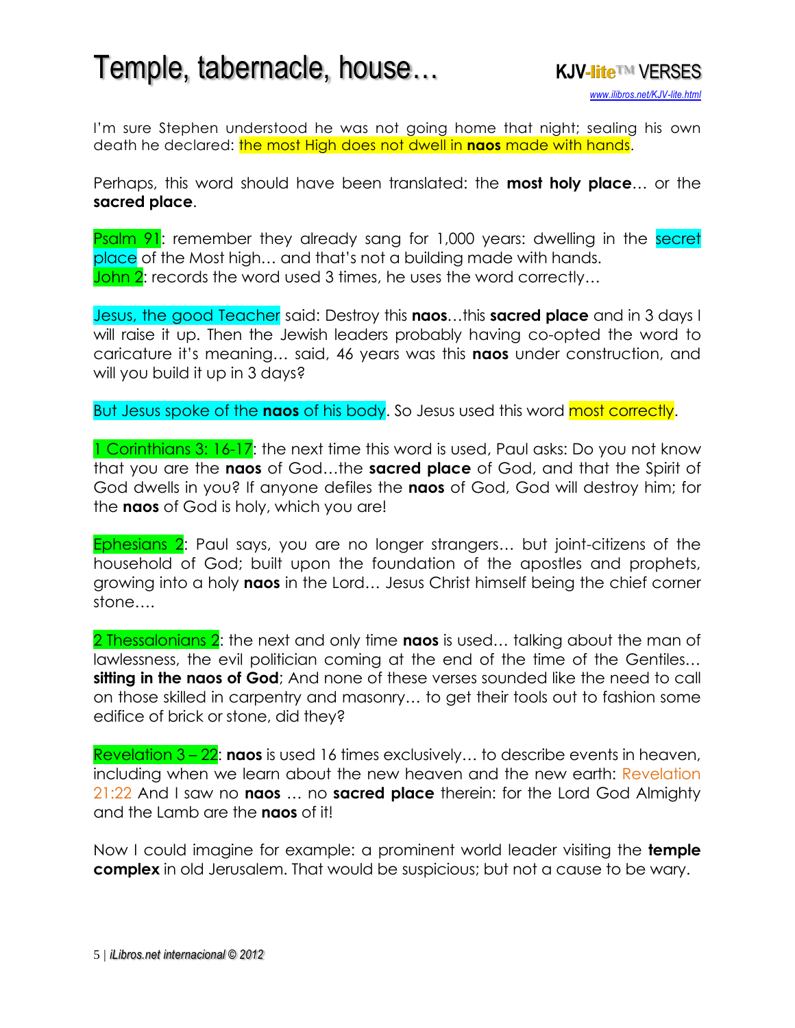I'm sure Stephen understood he was not going home that night; sealing his own death he declared: the most High does not dwell in **naos** made with hands.

Perhaps, this word should have been translated: the **most holy place**… or the **sacred place**.

Psalm 91: remember they already sang for 1,000 years: dwelling in the secret place of the Most high… and that's not a building made with hands.
John 2: records the word used 3 times, he uses the word correctly…

Jesus, the good Teacher said: Destroy this **naos**…this **sacred place** and in 3 days I will raise it up. Then the Jewish leaders probably having co-opted the word to caricature it's meaning… said, 46 years was this **naos** under construction, and will you build it up in 3 days?

But Jesus spoke of the **naos** of his body. So Jesus used this word most correctly.

1 Corinthians 3: 16-17: the next time this word is used, Paul asks: Do you not know that you are the **naos** of God…the **sacred place** of God, and that the Spirit of God dwells in you? If anyone defiles the **naos** of God, God will destroy him; for the **naos** of God is holy, which you are!

Ephesians 2: Paul says, you are no longer strangers… but joint-citizens of the household of God; built upon the foundation of the apostles and prophets, growing into a holy **naos** in the Lord… Jesus Christ himself being the chief corner stone….

2 Thessalonians 2: the next and only time **naos** is used… talking about the man of lawlessness, the evil politician coming at the end of the time of the Gentiles… **sitting in the naos of God**; And none of these verses sounded like the need to call on those skilled in carpentry and masonry… to get their tools out to fashion some edifice of brick or stone, did they?

Revelation 3 – 22: **naos** is used 16 times exclusively… to describe events in heaven, including when we learn about the new heaven and the new earth: Revelation 21:22 And I saw no **naos** … no **sacred place** therein: for the Lord God Almighty and the Lamb are the **naos** of it!

Now I could imagine for example: a prominent world leader visiting the **temple complex** in old Jerusalem. That would be suspicious; but not a cause to be wary.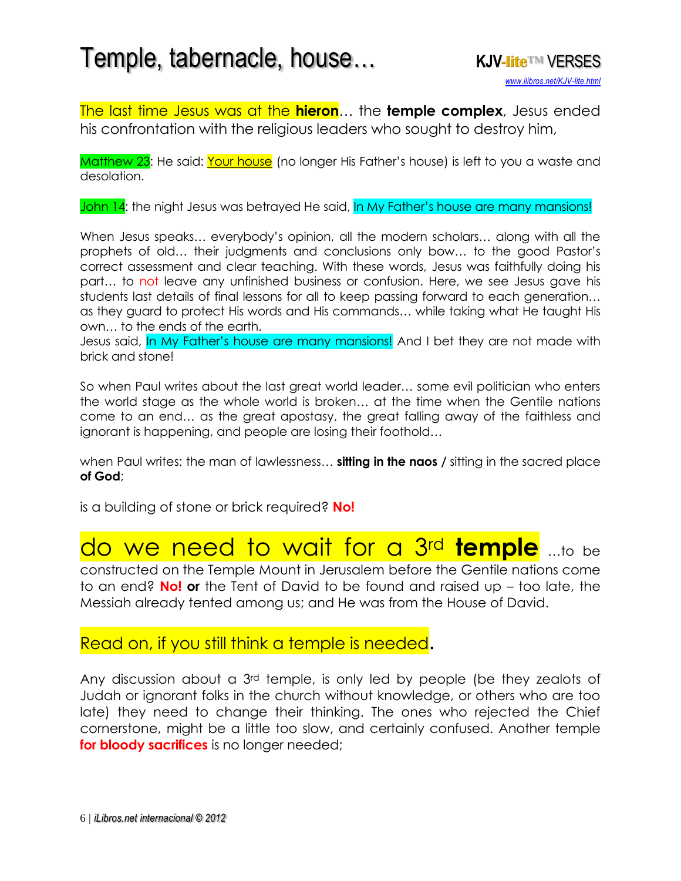# Temple, tabernacle, house…

**KJV-lite™ VERSES**
www.ilibros.net/KJV-lite.html

The last time Jesus was at the **hieron**… the **temple complex**, Jesus ended his confrontation with the religious leaders who sought to destroy him,

Matthew 23: He said: Your house (no longer His Father's house) is left to you a waste and desolation.

John 14: the night Jesus was betrayed He said, In My Father's house are many mansions!

When Jesus speaks… everybody's opinion, all the modern scholars… along with all the prophets of old… their judgments and conclusions only bow… to the good Pastor's correct assessment and clear teaching. With these words, Jesus was faithfully doing his part… to not leave any unfinished business or confusion. Here, we see Jesus gave his students last details of final lessons for all to keep passing forward to each generation… as they guard to protect His words and His commands… while taking what He taught His own… to the ends of the earth.
Jesus said, In My Father's house are many mansions! And I bet they are not made with brick and stone!

So when Paul writes about the last great world leader… some evil politician who enters the world stage as the whole world is broken… at the time when the Gentile nations come to an end… as the great apostasy, the great falling away of the faithless and ignorant is happening, and people are losing their foothold…

when Paul writes: the man of lawlessness… **sitting in the naos /** sitting in the sacred place **of God**;

is a building of stone or brick required? **No!**

## do we need to wait for a 3rd **temple** …to be constructed on the Temple Mount in Jerusalem before the Gentile nations come to an end? **No! or** the Tent of David to be found and raised up – too late, the Messiah already tented among us; and He was from the House of David.

### Read on, if you still think a temple is needed.

Any discussion about a 3rd temple, is only led by people (be they zealots of Judah or ignorant folks in the church without knowledge, or others who are too late) they need to change their thinking. The ones who rejected the Chief cornerstone, might be a little too slow, and certainly confused. Another temple **for bloody sacrifices** is no longer needed;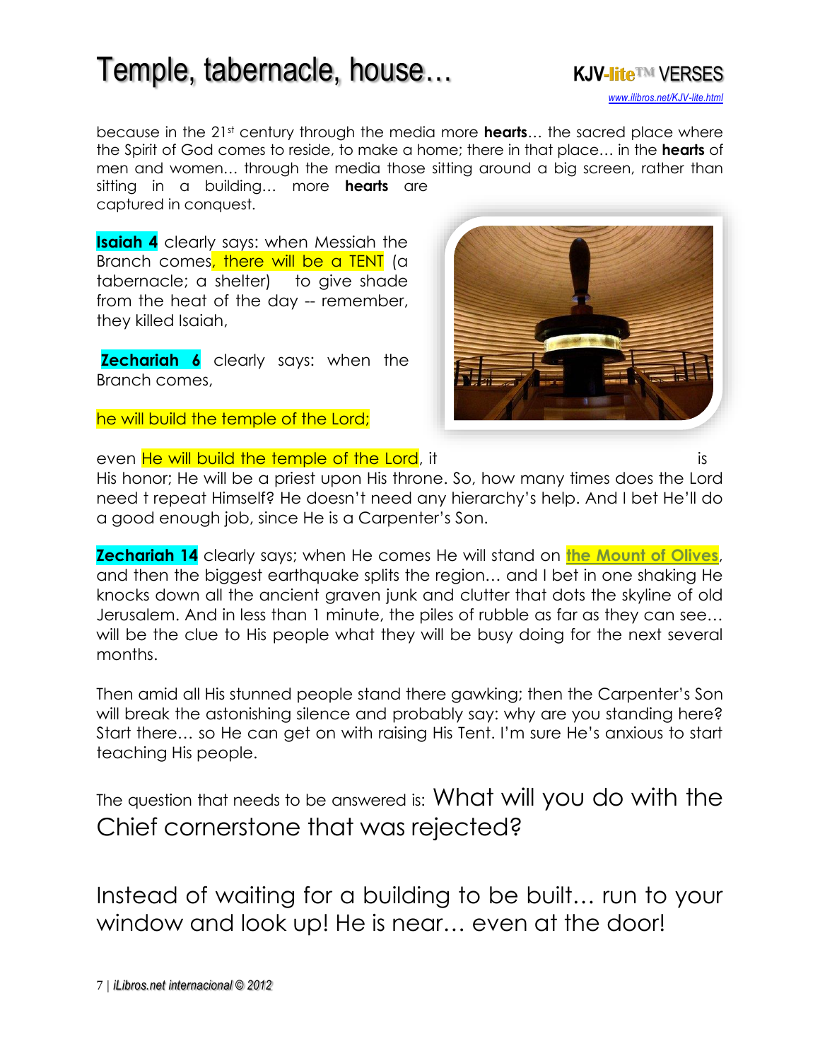because in the 21st century through the media more **hearts**… the sacred place where the Spirit of God comes to reside, to make a home; there in that place… in the **hearts** of men and women… through the media those sitting around a big screen, rather than sitting in a building… more **hearts** are captured in conquest.

**Isaiah 4** clearly says: when Messiah the Branch comes, there will be a TENT (a tabernacle; a shelter) to give shade from the heat of the day -- remember, they killed Isaiah,

**Zechariah 6** clearly says: when the Branch comes,

he will build the temple of the Lord;

even He will build the temple of the Lord, it is His honor; He will be a priest upon His throne. So, how many times does the Lord need t repeat Himself? He doesn't need any hierarchy's help. And I bet He'll do a good enough job, since He is a Carpenter's Son.

**Zechariah 14** clearly says; when He comes He will stand on **the Mount of Olives**, and then the biggest earthquake splits the region… and I bet in one shaking He knocks down all the ancient graven junk and clutter that dots the skyline of old Jerusalem. And in less than 1 minute, the piles of rubble as far as they can see… will be the clue to His people what they will be busy doing for the next several months.

Then amid all His stunned people stand there gawking; then the Carpenter's Son will break the astonishing silence and probably say: why are you standing here? Start there… so He can get on with raising His Tent. I'm sure He's anxious to start teaching His people.

The question that needs to be answered is: What will you do with the Chief cornerstone that was rejected?

Instead of waiting for a building to be built… run to your window and look up! He is near… even at the door!